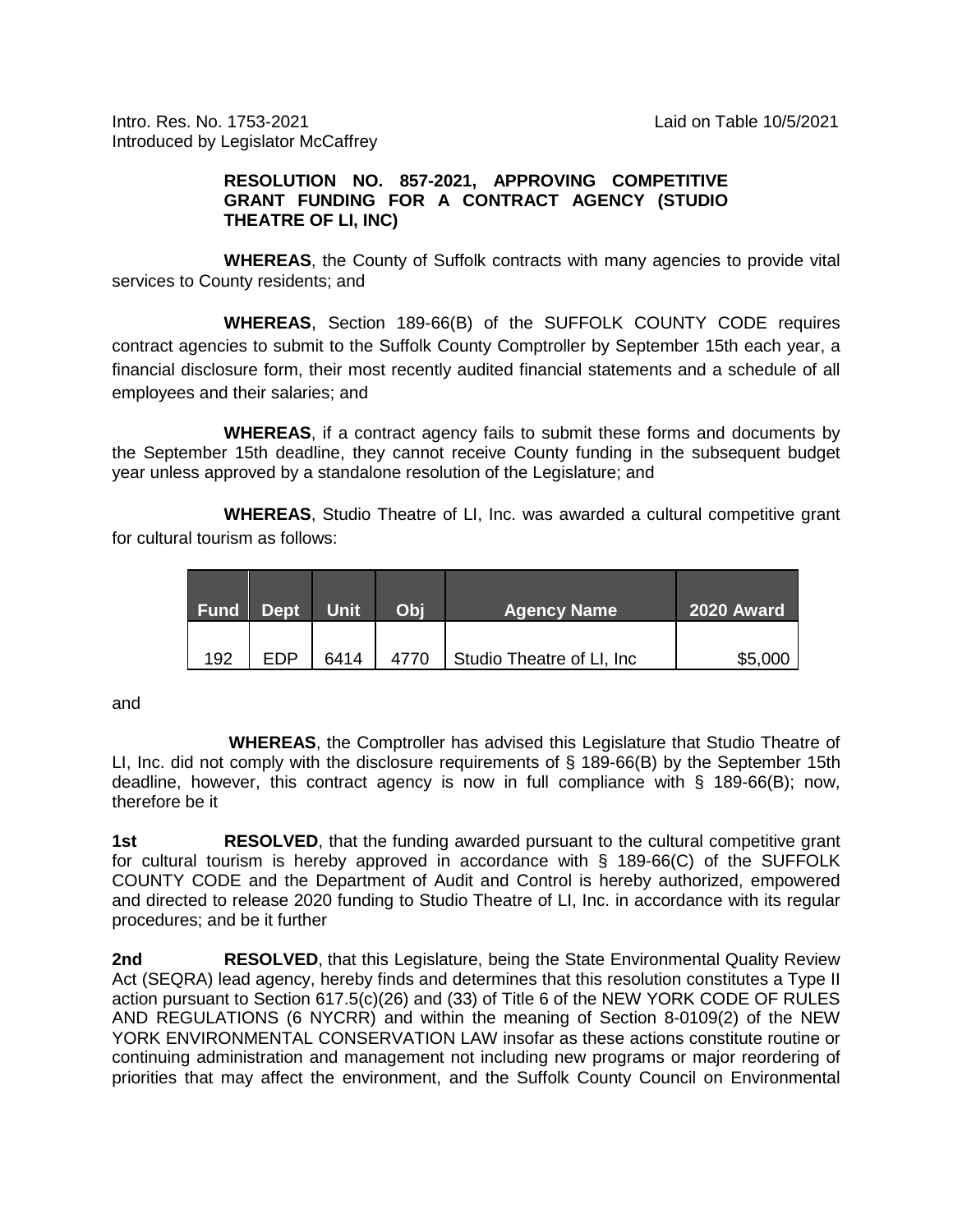Intro. Res. No. 1753-2021 Laid on Table 10/5/2021
Introduced by Legislator McCaffrey

**RESOLUTION NO. 857-2021, APPROVING COMPETITIVE GRANT FUNDING FOR A CONTRACT AGENCY (STUDIO THEATRE OF LI, INC)**

**WHEREAS**, the County of Suffolk contracts with many agencies to provide vital services to County residents; and

**WHEREAS**, Section 189-66(B) of the SUFFOLK COUNTY CODE requires contract agencies to submit to the Suffolk County Comptroller by September 15th each year, a financial disclosure form, their most recently audited financial statements and a schedule of all employees and their salaries; and

**WHEREAS**, if a contract agency fails to submit these forms and documents by the September 15th deadline, they cannot receive County funding in the subsequent budget year unless approved by a standalone resolution of the Legislature; and

**WHEREAS**, Studio Theatre of LI, Inc. was awarded a cultural competitive grant for cultural tourism as follows:

| Fund | Dept | Unit | Obj | Agency Name | 2020 Award |
|---|---|---|---|---|---|
| 192 | EDP | 6414 | 4770 | Studio Theatre of LI, Inc | $5,000 |

and

**WHEREAS**, the Comptroller has advised this Legislature that Studio Theatre of LI, Inc. did not comply with the disclosure requirements of § 189-66(B) by the September 15th deadline, however, this contract agency is now in full compliance with § 189-66(B); now, therefore be it

**1st** **RESOLVED**, that the funding awarded pursuant to the cultural competitive grant for cultural tourism is hereby approved in accordance with § 189-66(C) of the SUFFOLK COUNTY CODE and the Department of Audit and Control is hereby authorized, empowered and directed to release 2020 funding to Studio Theatre of LI, Inc. in accordance with its regular procedures; and be it further

**2nd** **RESOLVED**, that this Legislature, being the State Environmental Quality Review Act (SEQRA) lead agency, hereby finds and determines that this resolution constitutes a Type II action pursuant to Section 617.5(c)(26) and (33) of Title 6 of the NEW YORK CODE OF RULES AND REGULATIONS (6 NYCRR) and within the meaning of Section 8-0109(2) of the NEW YORK ENVIRONMENTAL CONSERVATION LAW insofar as these actions constitute routine or continuing administration and management not including new programs or major reordering of priorities that may affect the environment, and the Suffolk County Council on Environmental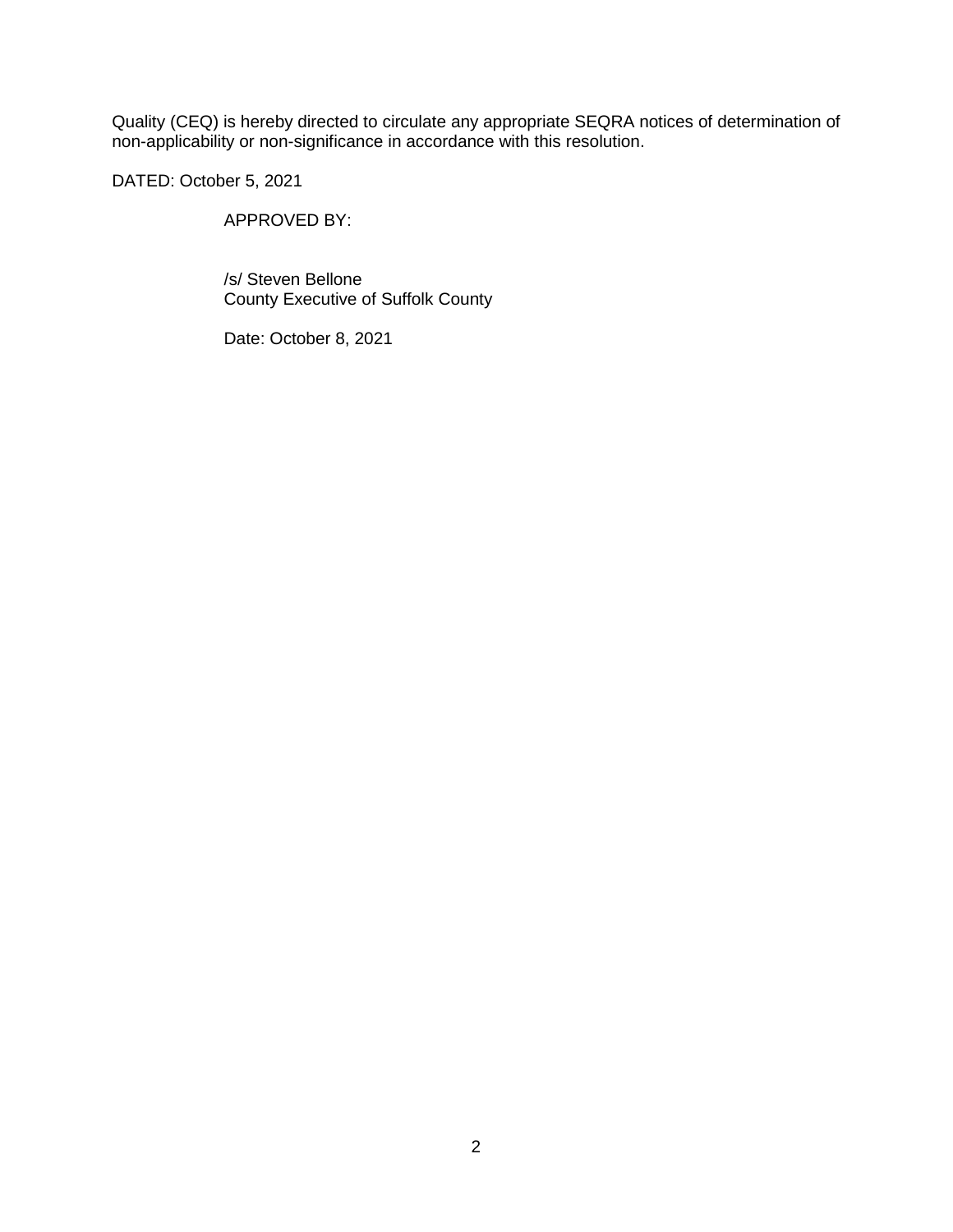Quality (CEQ) is hereby directed to circulate any appropriate SEQRA notices of determination of non-applicability or non-significance in accordance with this resolution.

DATED: October 5, 2021

APPROVED BY:

/s/ Steven Bellone
County Executive of Suffolk County

Date: October 8, 2021